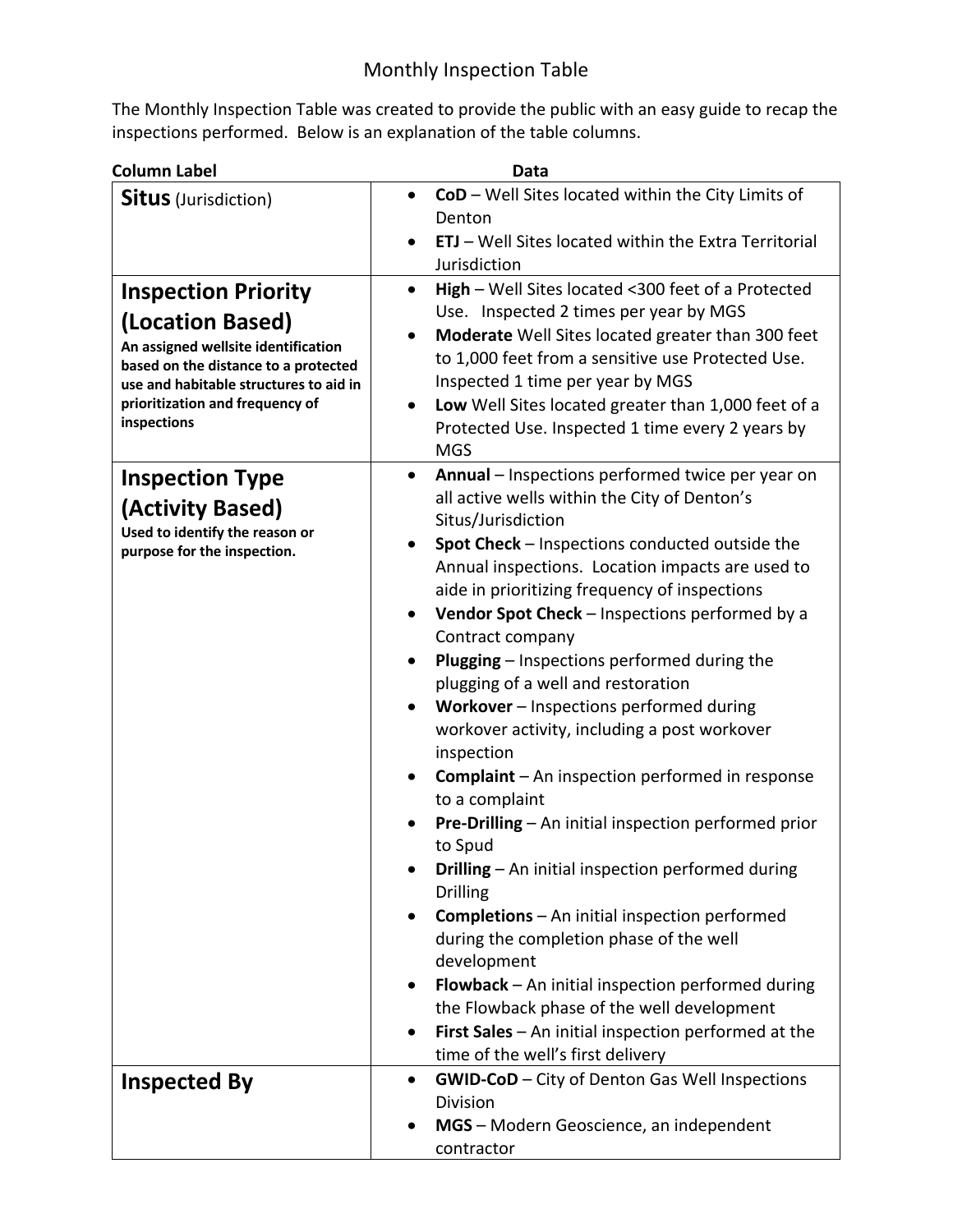# Monthly Inspection Table

The Monthly Inspection Table was created to provide the public with an easy guide to recap the inspections performed. Below is an explanation of the table columns.

| Column Label | Data |
| --- | --- |
| **Situs** (Jurisdiction) | • **CoD** – Well Sites located within the City Limits of Denton<br>• **ETJ** – Well Sites located within the Extra Territorial Jurisdiction |
| **Inspection Priority (Location Based)**<br>**An assigned wellsite identification based on the distance to a protected use and habitable structures to aid in prioritization and frequency of inspections** | • **High** – Well Sites located <300 feet of a Protected Use. Inspected 2 times per year by MGS<br>• **Moderate** Well Sites located greater than 300 feet to 1,000 feet from a sensitive use Protected Use. Inspected 1 time per year by MGS<br>• **Low** Well Sites located greater than 1,000 feet of a Protected Use. Inspected 1 time every 2 years by MGS |
| **Inspection Type (Activity Based)**<br>**Used to identify the reason or purpose for the inspection.** | • **Annual** – Inspections performed twice per year on all active wells within the City of Denton's Situs/Jurisdiction<br>• **Spot Check** – Inspections conducted outside the Annual inspections. Location impacts are used to aide in prioritizing frequency of inspections<br>• **Vendor Spot Check** – Inspections performed by a Contract company<br>• **Plugging** – Inspections performed during the plugging of a well and restoration<br>• **Workover** – Inspections performed during workover activity, including a post workover inspection<br>• **Complaint** – An inspection performed in response to a complaint<br>• **Pre-Drilling** – An initial inspection performed prior to Spud<br>• **Drilling** – An initial inspection performed during Drilling<br>• **Completions** – An initial inspection performed during the completion phase of the well development<br>• **Flowback** – An initial inspection performed during the Flowback phase of the well development<br>• **First Sales** – An initial inspection performed at the time of the well's first delivery |
| **Inspected By** | • **GWID-CoD** – City of Denton Gas Well Inspections Division<br>• **MGS** – Modern Geoscience, an independent contractor |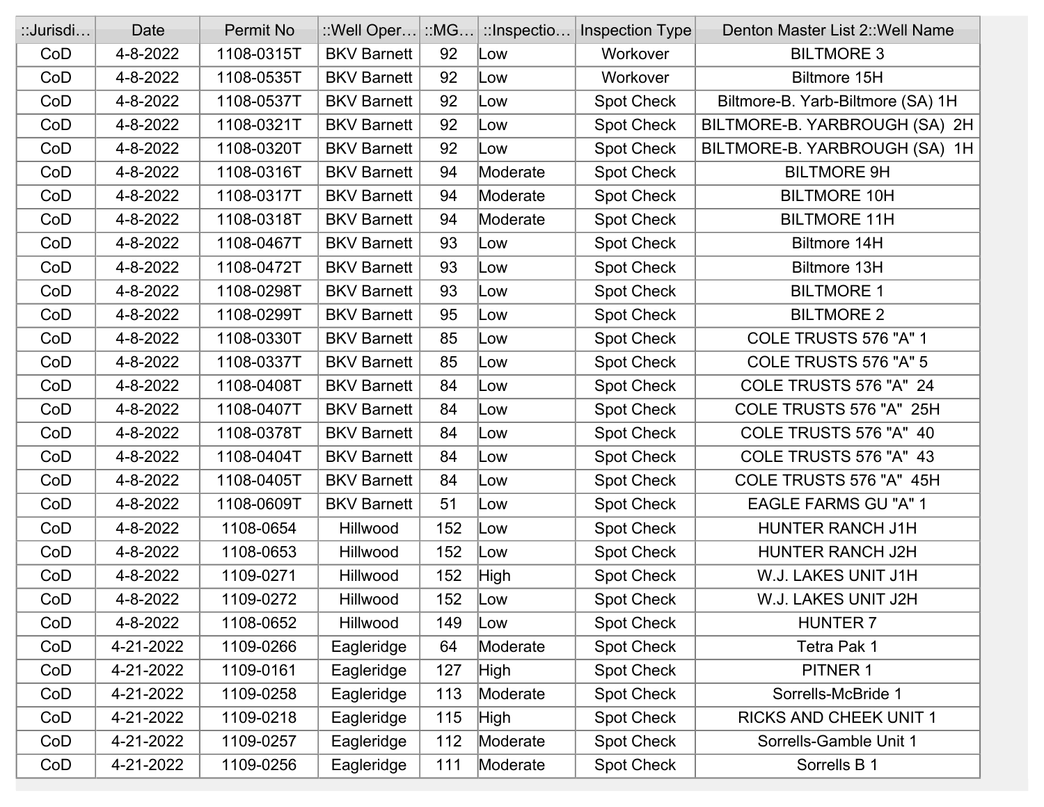| ::Jurisdi… | Date | Permit No | ::Well Oper… | ::MG… | ::Inspectio… | Inspection Type | Denton Master List 2::Well Name |
|---|---|---|---|---|---|---|---|
| CoD | 4-8-2022 | 1108-0315T | BKV Barnett | 92 | Low | Workover | BILTMORE 3 |
| CoD | 4-8-2022 | 1108-0535T | BKV Barnett | 92 | Low | Workover | Biltmore 15H |
| CoD | 4-8-2022 | 1108-0537T | BKV Barnett | 92 | Low | Spot Check | Biltmore-B. Yarb-Biltmore (SA) 1H |
| CoD | 4-8-2022 | 1108-0321T | BKV Barnett | 92 | Low | Spot Check | BILTMORE-B. YARBROUGH (SA) 2H |
| CoD | 4-8-2022 | 1108-0320T | BKV Barnett | 92 | Low | Spot Check | BILTMORE-B. YARBROUGH (SA) 1H |
| CoD | 4-8-2022 | 1108-0316T | BKV Barnett | 94 | Moderate | Spot Check | BILTMORE 9H |
| CoD | 4-8-2022 | 1108-0317T | BKV Barnett | 94 | Moderate | Spot Check | BILTMORE 10H |
| CoD | 4-8-2022 | 1108-0318T | BKV Barnett | 94 | Moderate | Spot Check | BILTMORE 11H |
| CoD | 4-8-2022 | 1108-0467T | BKV Barnett | 93 | Low | Spot Check | Biltmore 14H |
| CoD | 4-8-2022 | 1108-0472T | BKV Barnett | 93 | Low | Spot Check | Biltmore 13H |
| CoD | 4-8-2022 | 1108-0298T | BKV Barnett | 93 | Low | Spot Check | BILTMORE 1 |
| CoD | 4-8-2022 | 1108-0299T | BKV Barnett | 95 | Low | Spot Check | BILTMORE 2 |
| CoD | 4-8-2022 | 1108-0330T | BKV Barnett | 85 | Low | Spot Check | COLE TRUSTS 576 "A" 1 |
| CoD | 4-8-2022 | 1108-0337T | BKV Barnett | 85 | Low | Spot Check | COLE TRUSTS 576 "A" 5 |
| CoD | 4-8-2022 | 1108-0408T | BKV Barnett | 84 | Low | Spot Check | COLE TRUSTS 576 "A" 24 |
| CoD | 4-8-2022 | 1108-0407T | BKV Barnett | 84 | Low | Spot Check | COLE TRUSTS 576 "A" 25H |
| CoD | 4-8-2022 | 1108-0378T | BKV Barnett | 84 | Low | Spot Check | COLE TRUSTS 576 "A" 40 |
| CoD | 4-8-2022 | 1108-0404T | BKV Barnett | 84 | Low | Spot Check | COLE TRUSTS 576 "A" 43 |
| CoD | 4-8-2022 | 1108-0405T | BKV Barnett | 84 | Low | Spot Check | COLE TRUSTS 576 "A" 45H |
| CoD | 4-8-2022 | 1108-0609T | BKV Barnett | 51 | Low | Spot Check | EAGLE FARMS GU "A" 1 |
| CoD | 4-8-2022 | 1108-0654 | Hillwood | 152 | Low | Spot Check | HUNTER RANCH J1H |
| CoD | 4-8-2022 | 1108-0653 | Hillwood | 152 | Low | Spot Check | HUNTER RANCH J2H |
| CoD | 4-8-2022 | 1109-0271 | Hillwood | 152 | High | Spot Check | W.J. LAKES UNIT J1H |
| CoD | 4-8-2022 | 1109-0272 | Hillwood | 152 | Low | Spot Check | W.J. LAKES UNIT J2H |
| CoD | 4-8-2022 | 1108-0652 | Hillwood | 149 | Low | Spot Check | HUNTER 7 |
| CoD | 4-21-2022 | 1109-0266 | Eagleridge | 64 | Moderate | Spot Check | Tetra Pak 1 |
| CoD | 4-21-2022 | 1109-0161 | Eagleridge | 127 | High | Spot Check | PITNER 1 |
| CoD | 4-21-2022 | 1109-0258 | Eagleridge | 113 | Moderate | Spot Check | Sorrells-McBride 1 |
| CoD | 4-21-2022 | 1109-0218 | Eagleridge | 115 | High | Spot Check | RICKS AND CHEEK UNIT 1 |
| CoD | 4-21-2022 | 1109-0257 | Eagleridge | 112 | Moderate | Spot Check | Sorrells-Gamble Unit 1 |
| CoD | 4-21-2022 | 1109-0256 | Eagleridge | 111 | Moderate | Spot Check | Sorrells B 1 |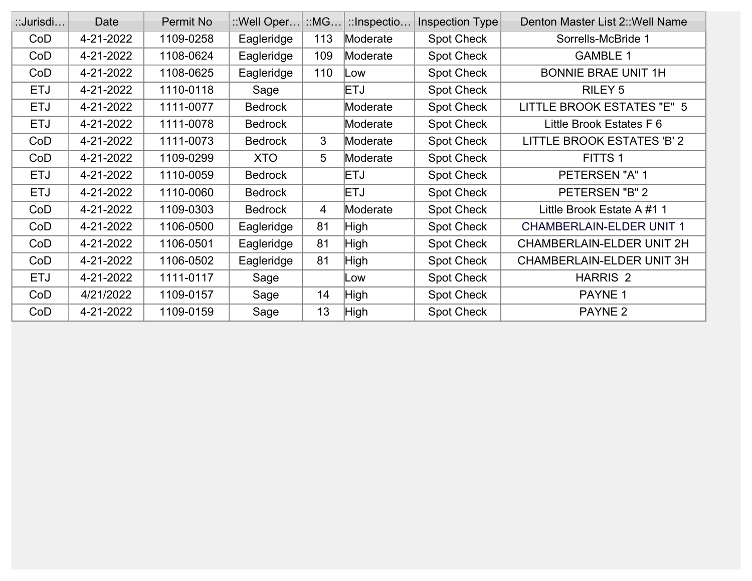| ::Jurisdi… | Date | Permit No | ::Well Oper… | ::MG… | ::Inspectio… | Inspection Type | Denton Master List 2::Well Name |
|---|---|---|---|---|---|---|---|
| CoD | 4-21-2022 | 1109-0258 | Eagleridge | 113 | Moderate | Spot Check | Sorrells-McBride 1 |
| CoD | 4-21-2022 | 1108-0624 | Eagleridge | 109 | Moderate | Spot Check | GAMBLE 1 |
| CoD | 4-21-2022 | 1108-0625 | Eagleridge | 110 | Low | Spot Check | BONNIE BRAE UNIT 1H |
| ETJ | 4-21-2022 | 1110-0118 | Sage | | ETJ | Spot Check | RILEY 5 |
| ETJ | 4-21-2022 | 1111-0077 | Bedrock | | Moderate | Spot Check | LITTLE BROOK ESTATES "E" 5 |
| ETJ | 4-21-2022 | 1111-0078 | Bedrock | | Moderate | Spot Check | Little Brook Estates F 6 |
| CoD | 4-21-2022 | 1111-0073 | Bedrock | 3 | Moderate | Spot Check | LITTLE BROOK ESTATES 'B' 2 |
| CoD | 4-21-2022 | 1109-0299 | XTO | 5 | Moderate | Spot Check | FITTS 1 |
| ETJ | 4-21-2022 | 1110-0059 | Bedrock | | ETJ | Spot Check | PETERSEN "A" 1 |
| ETJ | 4-21-2022 | 1110-0060 | Bedrock | | ETJ | Spot Check | PETERSEN "B" 2 |
| CoD | 4-21-2022 | 1109-0303 | Bedrock | 4 | Moderate | Spot Check | Little Brook Estate A #1 1 |
| CoD | 4-21-2022 | 1106-0500 | Eagleridge | 81 | High | Spot Check | CHAMBERLAIN-ELDER UNIT 1 |
| CoD | 4-21-2022 | 1106-0501 | Eagleridge | 81 | High | Spot Check | CHAMBERLAIN-ELDER UNIT 2H |
| CoD | 4-21-2022 | 1106-0502 | Eagleridge | 81 | High | Spot Check | CHAMBERLAIN-ELDER UNIT 3H |
| ETJ | 4-21-2022 | 1111-0117 | Sage | | Low | Spot Check | HARRIS 2 |
| CoD | 4/21/2022 | 1109-0157 | Sage | 14 | High | Spot Check | PAYNE 1 |
| CoD | 4-21-2022 | 1109-0159 | Sage | 13 | High | Spot Check | PAYNE 2 |